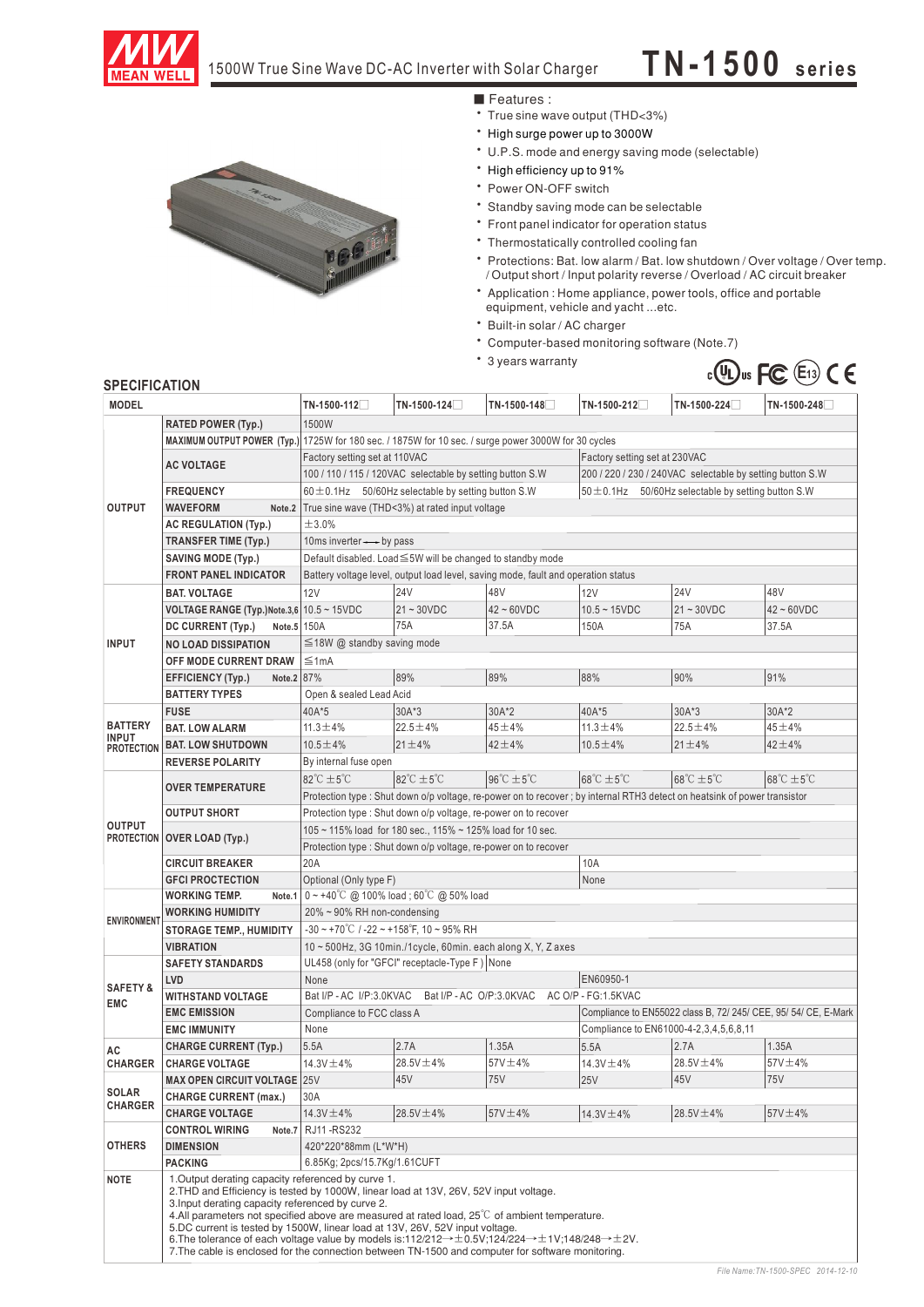# 1500W True Sine Wave DC-AC Inverter with Solar Charger

## TN-1500 series

### Features :

- True sine wave output (THD<3%)
- High surge power up to 3000W
- U.P.S. mode and energy saving mode (selectable)
- High efficiency up to 91%
- Power ON-OFF switch
- Standby saving mode can be selectable
- Front panel indicator for operation status
- Thermostatically controlled cooling fan
- Protections: Bat. low alarm / Bat. low shutdown / Over voltage / Over temp. / Output short / Input polarity reverse / Overload / AC circuit breaker
- Application : Home appliance, power tools, office and portable equipment, vehicle and yacht ...etc.
- Built-in solar / AC charger
- Computer-based monitoring software (Note.7)
- 3 years warranty

## SPECIFICATION

| MODEL | | TN-1500-112☐ | TN-1500-124☐ | TN-1500-148☐ | TN-1500-212☐ | TN-1500-224☐ | TN-1500-248☐ |
|---|---|---|---|---|---|---|---|
| OUTPUT | RATED POWER (Typ.) | 1500W | | | | | |
| | MAXIMUM OUTPUT POWER (Typ.) | 1725W for 180 sec. / 1875W for 10 sec. / surge power 3000W for 30 cycles | | | | | |
| | AC VOLTAGE | Factory setting set at 110VAC<br>100 / 110 / 115 / 120VAC selectable by setting button S.W | | | Factory setting set at 230VAC<br>200 / 220 / 230 / 240VAC selectable by setting button S.W | | |
| | FREQUENCY | 60±0.1Hz 50/60Hz selectable by setting button S.W | | | 50±0.1Hz 50/60Hz selectable by setting button S.W | | |
| | WAVEFORM Note.2 | True sine wave (THD<3%) at rated input voltage | | | | | |
| | AC REGULATION (Typ.) | ±3.0% | | | | | |
| | TRANSFER TIME (Typ.) | 10ms inverter ⟷ by pass | | | | | |
| | SAVING MODE (Typ.) | Default disabled. Load≦5W will be changed to standby mode | | | | | |
| | FRONT PANEL INDICATOR | Battery voltage level, output load level, saving mode, fault and operation status | | | | | |
| INPUT | BAT. VOLTAGE | 12V | 24V | 48V | 12V | 24V | 48V |
| | VOLTAGE RANGE (Typ.) Note.3,6 | 10.5 ~ 15VDC | 21 ~ 30VDC | 42 ~ 60VDC | 10.5 ~ 15VDC | 21 ~ 30VDC | 42 ~ 60VDC |
| | DC CURRENT (Typ.) Note.5 | 150A | 75A | 37.5A | 150A | 75A | 37.5A |
| | NO LOAD DISSIPATION | ≦18W @ standby saving mode | | | | | |
| | OFF MODE CURRENT DRAW | ≦1mA | | | | | |
| | EFFICIENCY (Typ.) Note.2 | 87% | 89% | 89% | 88% | 90% | 91% |
| | BATTERY TYPES | Open & sealed Lead Acid | | | | | |
| BATTERY INPUT PROTECTION | FUSE | 40A*5 | 30A*3 | 30A*2 | 40A*5 | 30A*3 | 30A*2 |
| | BAT. LOW ALARM | 11.3±4% | 22.5±4% | 45±4% | 11.3±4% | 22.5±4% | 45±4% |
| | BAT. LOW SHUTDOWN | 10.5±4% | 21±4% | 42±4% | 10.5±4% | 21±4% | 42±4% |
| | REVERSE POLARITY | By internal fuse open | | | | | |
| OUTPUT PROTECTION | OVER TEMPERATURE | 82℃ ±5℃ | 82℃ ±5℃ | 96℃ ±5℃ | 68℃ ±5℃ | 68℃ ±5℃ | 68℃ ±5℃ |
| | | Protection type : Shut down o/p voltage, re-power on to recover ; by internal RTH3 detect on heatsink of power transistor | | | | | |
| | OUTPUT SHORT | Protection type : Shut down o/p voltage, re-power on to recover | | | | | |
| | OVER LOAD (Typ.) | 105 ~ 115% load for 180 sec., 115% ~ 125% load for 10 sec.<br>Protection type : Shut down o/p voltage, re-power on to recover | | | | | |
| | CIRCUIT BREAKER | 20A | | | 10A | | |
| | GFCI PROCTECTION | Optional (Only type F) | | | None | | |
| ENVIRONMENT | WORKING TEMP. Note.1 | 0 ~ +40℃ @ 100% load ; 60℃ @ 50% load | | | | | |
| | WORKING HUMIDITY | 20% ~ 90% RH non-condensing | | | | | |
| | STORAGE TEMP., HUMIDITY | -30 ~ +70℃ / -22 ~ +158℉, 10 ~ 95% RH | | | | | |
| | VIBRATION | 10 ~ 500Hz, 3G 10min./1cycle, 60min. each along X, Y, Z axes | | | | | |
| SAFETY & EMC | SAFETY STANDARDS | UL458 (only for "GFCI" receptacle-Type F ) \| None | | | | | |
| | LVD | None | | | EN60950-1 | | |
| | WITHSTAND VOLTAGE | Bat I/P - AC I/P:3.0KVAC Bat I/P - AC O/P:3.0KVAC AC O/P - FG:1.5KVAC | | | | | |
| | EMC EMISSION | Compliance to FCC class A | | | Compliance to EN55022 class B, 72/ 245/ CEE, 95/ 54/ CE, E-Mark | | |
| | EMC IMMUNITY | None | | | Compliance to EN61000-4-2,3,4,5,6,8,11 | | |
| AC CHARGER | CHARGE CURRENT (Typ.) | 5.5A | 2.7A | 1.35A | 5.5A | 2.7A | 1.35A |
| | CHARGE VOLTAGE | 14.3V±4% | 28.5V±4% | 57V±4% | 14.3V±4% | 28.5V±4% | 57V±4% |
| SOLAR CHARGER | MAX OPEN CIRCUIT VOLTAGE | 25V | 45V | 75V | 25V | 45V | 75V |
| | CHARGE CURRENT (max.) | 30A | | | | | |
| | CHARGE VOLTAGE | 14.3V±4% | 28.5V±4% | 57V±4% | 14.3V±4% | 28.5V±4% | 57V±4% |
| OTHERS | CONTROL WIRING Note.7 | RJ11 -RS232 | | | | | |
| | DIMENSION | 420*220*88mm (L*W*H) | | | | | |
| | PACKING | 6.85Kg; 2pcs/15.7Kg/1.61CUFT | | | | | |

**NOTE**

1. Output derating capacity referenced by curve 1.
2. THD and Efficiency is tested by 1000W, linear load at 13V, 26V, 52V input voltage.
3. Input derating capacity referenced by curve 2.
4. All parameters not specified above are measured at rated load, 25℃ of ambient temperature.
5. DC current is tested by 1500W, linear load at 13V, 26V, 52V input voltage.
6. The tolerance of each voltage value by models is:112/212→±0.5V;124/224→±1V;148/248→±2V.
7. The cable is enclosed for the connection between TN-1500 and computer for software monitoring.

File Name:TN-1500-SPEC 2014-12-10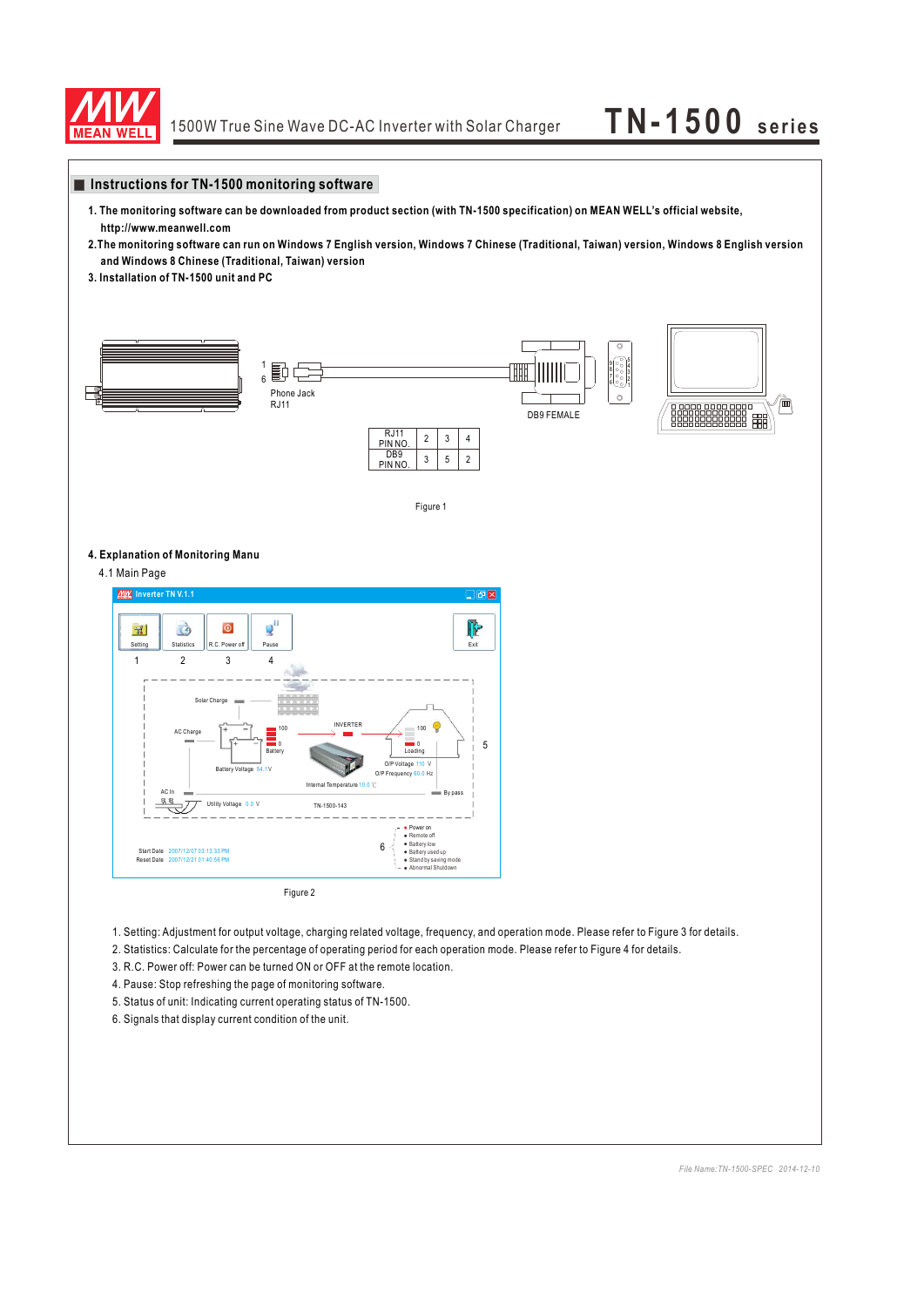## Instructions for TN-1500 monitoring software

1. The monitoring software can be downloaded from product section (with TN-1500 specification) on MEAN WELL's official website, http://www.meanwell.com
2. The monitoring software can run on Windows 7 English version, Windows 7 Chinese (Traditional, Taiwan) version, Windows 8 English version and Windows 8 Chinese (Traditional, Taiwan) version
3. Installation of TN-1500 unit and PC

Phone Jack RJ11

DB9 FEMALE

| RJ11 PIN NO. | 2 | 3 | 4 |
|---|---|---|---|
| DB9 PIN NO. | 3 | 5 | 2 |

Figure 1

4. Explanation of Monitoring Manu

4.1 Main Page

Figure 2

1. Setting: Adjustment for output voltage, charging related voltage, frequency, and operation mode. Please refer to Figure 3 for details.
2. Statistics: Calculate for the percentage of operating period for each operation mode. Please refer to Figure 4 for details.
3. R.C. Power off: Power can be turned ON or OFF at the remote location.
4. Pause: Stop refreshing the page of monitoring software.
5. Status of unit: Indicating current operating status of TN-1500.
6. Signals that display current condition of the unit.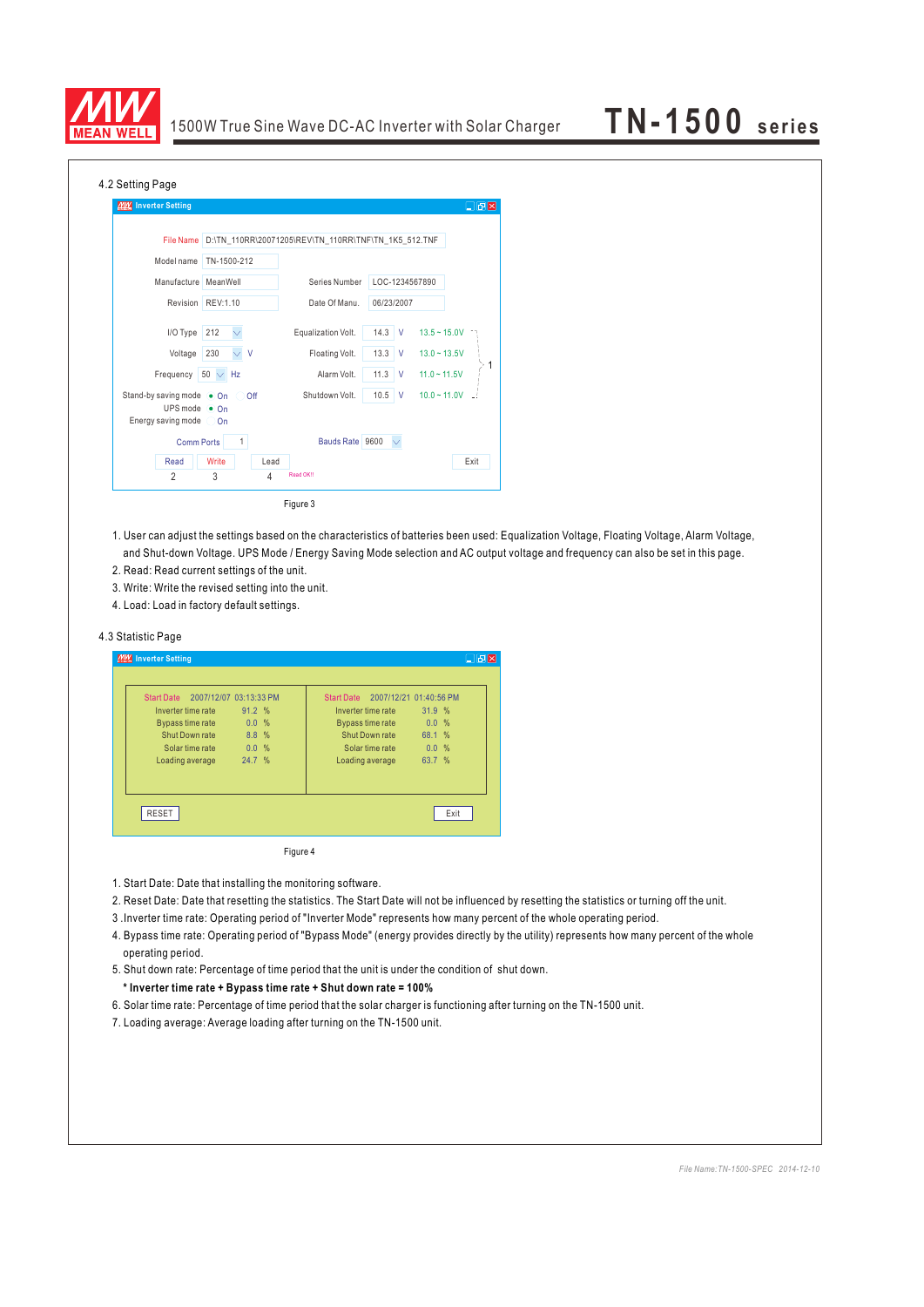### 4.2 Setting Page

Figure 3

1. User can adjust the settings based on the characteristics of batteries been used: Equalization Voltage, Floating Voltage, Alarm Voltage, and Shut-down Voltage. UPS Mode / Energy Saving Mode selection and AC output voltage and frequency can also be set in this page.
2. Read: Read current settings of the unit.
3. Write: Write the revised setting into the unit.
4. Load: Load in factory default settings.

### 4.3 Statistic Page

Figure 4

1. Start Date: Date that installing the monitoring software.
2. Reset Date: Date that resetting the statistics. The Start Date will not be influenced by resetting the statistics or turning off the unit.
3. Inverter time rate: Operating period of "Inverter Mode" represents how many percent of the whole operating period.
4. Bypass time rate: Operating period of "Bypass Mode" (energy provides directly by the utility) represents how many percent of the whole operating period.
5. Shut down rate: Percentage of time period that the unit is under the condition of shut down.

   **\* Inverter time rate + Bypass time rate + Shut down rate = 100%**

6. Solar time rate: Percentage of time period that the solar charger is functioning after turning on the TN-1500 unit.
7. Loading average: Average loading after turning on the TN-1500 unit.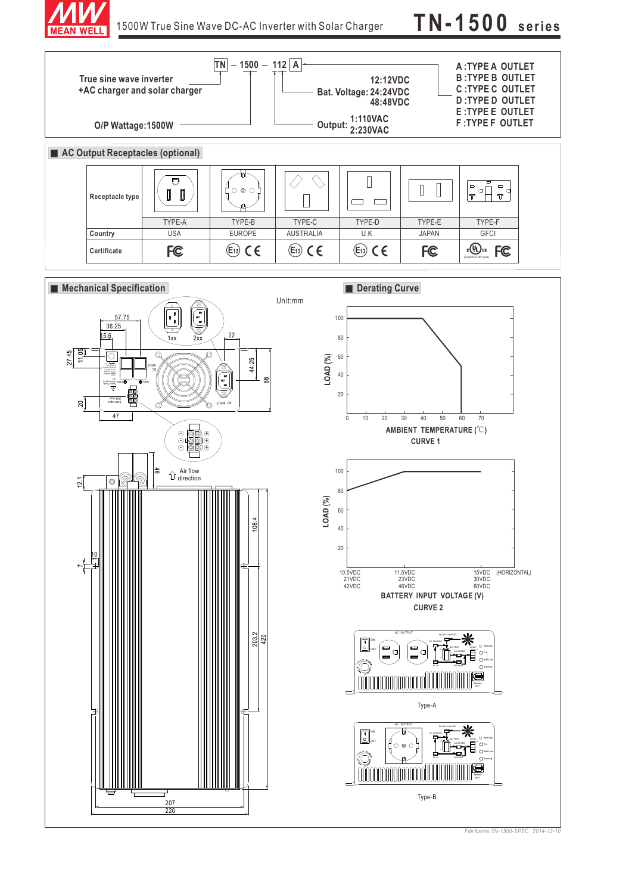## Ordering information

TN – 1500 – 112 A

- True sine wave inverter +AC charger and solar charger
- O/P Wattage:1500W
- Bat. Voltage: 12:12VDC, 24:24VDC, 48:48VDC
- Output: 1:110VAC, 2:230VAC
- A :TYPE A OUTLET
- B :TYPE B OUTLET
- C :TYPE C OUTLET
- D :TYPE D OUTLET
- E :TYPE E OUTLET
- F :TYPE F OUTLET

## AC Output Receptacles (optional)

| Receptacle type | TYPE-A | TYPE-B | TYPE-C | TYPE-D | TYPE-E | TYPE-F |
|---|---|---|---|---|---|---|
| Country | USA | EUROPE | AUSTRALIA | U.K | JAPAN | GFCI |
| Certificate | FC | E13 CE | E13 CE | E13 CE | FC | cULus (Expect for 48V input) FC |

## Mechanical Specification

Unit:mm

57.75
36.25
15.6
22
27.45
11.05
44.25
88
20
47
1xx
2xx
AC INPUT
Solar Input
48
Air flow direction
12.1
108.4
10
7
203.2
420
207
220

## Derating Curve

100
80
60
40
20
LOAD (%)
0 10 20 30 40 50 60 70
AMBIENT TEMPERATURE (℃)
CURVE 1

100
80
60
40
20
LOAD (%)
10.5VDC 21VDC 42VDC
11.5VDC 23VDC 46VDC
15VDC 30VDC 60VDC (HORIZONTAL)
BATTERY INPUT VOLTAGE (V)
CURVE 2

Type-A

Type-B

*File Name:TN-1500-SPEC 2014-12-10*